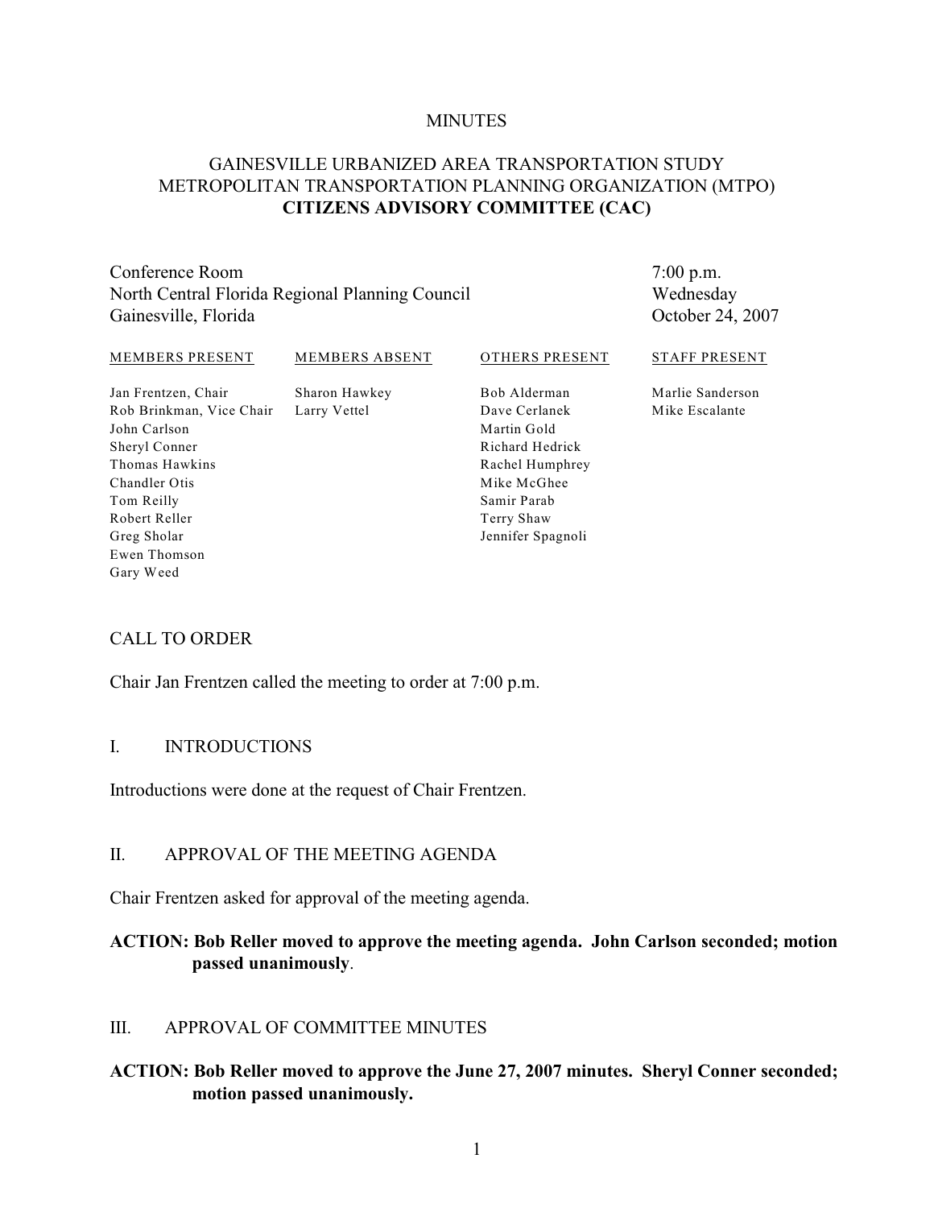MINUTES

# GAINESVILLE URBANIZED AREA TRANSPORTATION STUDY METROPOLITAN TRANSPORTATION PLANNING ORGANIZATION (MTPO) **CITIZENS ADVISORY COMMITTEE (CAC)**

Conference Room
North Central Florida Regional Planning Council
Gainesville, Florida

7:00 p.m.
Wednesday
October 24, 2007

| MEMBERS PRESENT | MEMBERS ABSENT | OTHERS PRESENT | STAFF PRESENT |
|---|---|---|---|
| Jan Frentzen, Chair | Sharon Hawkey | Bob Alderman | Marlie Sanderson |
| Rob Brinkman, Vice Chair | Larry Vettel | Dave Cerlanek | Mike Escalante |
| John Carlson | | Martin Gold | |
| Sheryl Conner | | Richard Hedrick | |
| Thomas Hawkins | | Rachel Humphrey | |
| Chandler Otis | | Mike McGhee | |
| Tom Reilly | | Samir Parab | |
| Robert Reller | | Terry Shaw | |
| Greg Sholar | | Jennifer Spagnoli | |
| Ewen Thomson | | | |
| Gary Weed | | | |

## CALL TO ORDER

Chair Jan Frentzen called the meeting to order at 7:00 p.m.

## I. INTRODUCTIONS

Introductions were done at the request of Chair Frentzen.

## II. APPROVAL OF THE MEETING AGENDA

Chair Frentzen asked for approval of the meeting agenda.

**ACTION: Bob Reller moved to approve the meeting agenda. John Carlson seconded; motion passed unanimously**.

## III. APPROVAL OF COMMITTEE MINUTES

**ACTION: Bob Reller moved to approve the June 27, 2007 minutes. Sheryl Conner seconded; motion passed unanimously.**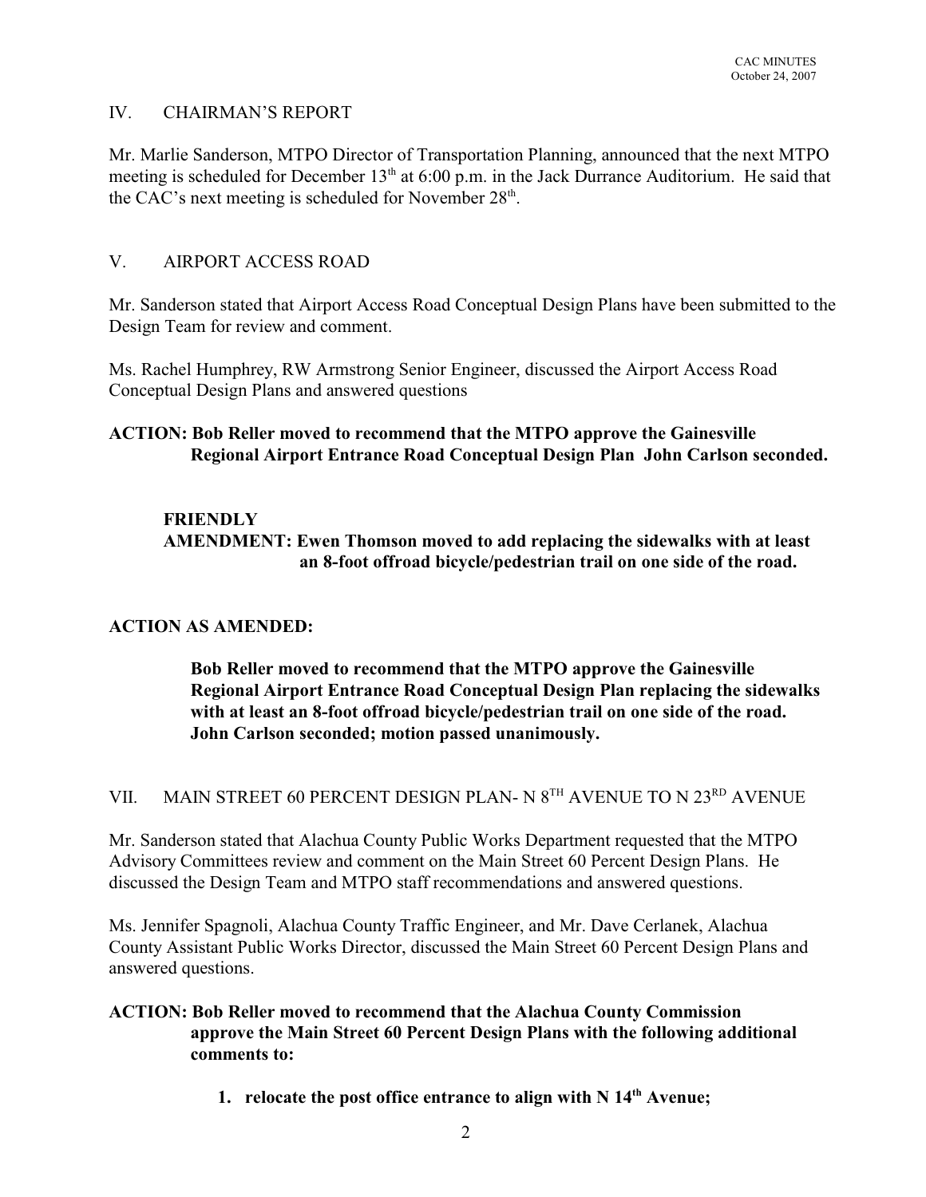## IV. CHAIRMAN'S REPORT

Mr. Marlie Sanderson, MTPO Director of Transportation Planning, announced that the next MTPO meeting is scheduled for December 13th at 6:00 p.m. in the Jack Durrance Auditorium. He said that the CAC's next meeting is scheduled for November 28th.

## V. AIRPORT ACCESS ROAD

Mr. Sanderson stated that Airport Access Road Conceptual Design Plans have been submitted to the Design Team for review and comment.

Ms. Rachel Humphrey, RW Armstrong Senior Engineer, discussed the Airport Access Road Conceptual Design Plans and answered questions

**ACTION: Bob Reller moved to recommend that the MTPO approve the Gainesville Regional Airport Entrance Road Conceptual Design Plan John Carlson seconded.**

> **FRIENDLY AMENDMENT: Ewen Thomson moved to add replacing the sidewalks with at least an 8-foot offroad bicycle/pedestrian trail on one side of the road.**

**ACTION AS AMENDED:**

> **Bob Reller moved to recommend that the MTPO approve the Gainesville Regional Airport Entrance Road Conceptual Design Plan replacing the sidewalks with at least an 8-foot offroad bicycle/pedestrian trail on one side of the road. John Carlson seconded; motion passed unanimously.**

## VII. MAIN STREET 60 PERCENT DESIGN PLAN- N 8TH AVENUE TO N 23RD AVENUE

Mr. Sanderson stated that Alachua County Public Works Department requested that the MTPO Advisory Committees review and comment on the Main Street 60 Percent Design Plans. He discussed the Design Team and MTPO staff recommendations and answered questions.

Ms. Jennifer Spagnoli, Alachua County Traffic Engineer, and Mr. Dave Cerlanek, Alachua County Assistant Public Works Director, discussed the Main Street 60 Percent Design Plans and answered questions.

**ACTION: Bob Reller moved to recommend that the Alachua County Commission approve the Main Street 60 Percent Design Plans with the following additional comments to:**

1. **relocate the post office entrance to align with N 14th Avenue;**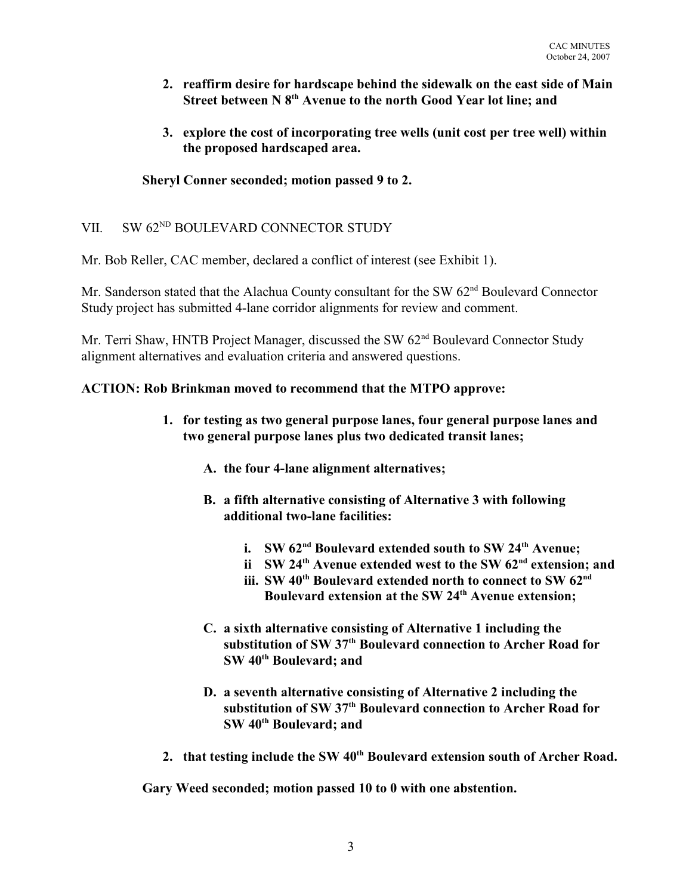2. **reaffirm desire for hardscape behind the sidewalk on the east side of Main Street between N 8th Avenue to the north Good Year lot line; and**

3. **explore the cost of incorporating tree wells (unit cost per tree well) within the proposed hardscaped area.**

**Sheryl Conner seconded; motion passed 9 to 2.**

## VII. SW 62ND BOULEVARD CONNECTOR STUDY

Mr. Bob Reller, CAC member, declared a conflict of interest (see Exhibit 1).

Mr. Sanderson stated that the Alachua County consultant for the SW 62nd Boulevard Connector Study project has submitted 4-lane corridor alignments for review and comment.

Mr. Terri Shaw, HNTB Project Manager, discussed the SW 62nd Boulevard Connector Study alignment alternatives and evaluation criteria and answered questions.

**ACTION: Rob Brinkman moved to recommend that the MTPO approve:**

1. **for testing as two general purpose lanes, four general purpose lanes and two general purpose lanes plus two dedicated transit lanes;**

    A. **the four 4-lane alignment alternatives;**

    B. **a fifth alternative consisting of Alternative 3 with following additional two-lane facilities:**

        i. **SW 62nd Boulevard extended south to SW 24th Avenue;**
        ii **SW 24th Avenue extended west to the SW 62nd extension; and**
        iii. **SW 40th Boulevard extended north to connect to SW 62nd Boulevard extension at the SW 24th Avenue extension;**

    C. **a sixth alternative consisting of Alternative 1 including the substitution of SW 37th Boulevard connection to Archer Road for SW 40th Boulevard; and**

    D. **a seventh alternative consisting of Alternative 2 including the substitution of SW 37th Boulevard connection to Archer Road for SW 40th Boulevard; and**

2. **that testing include the SW 40th Boulevard extension south of Archer Road.**

**Gary Weed seconded; motion passed 10 to 0 with one abstention.**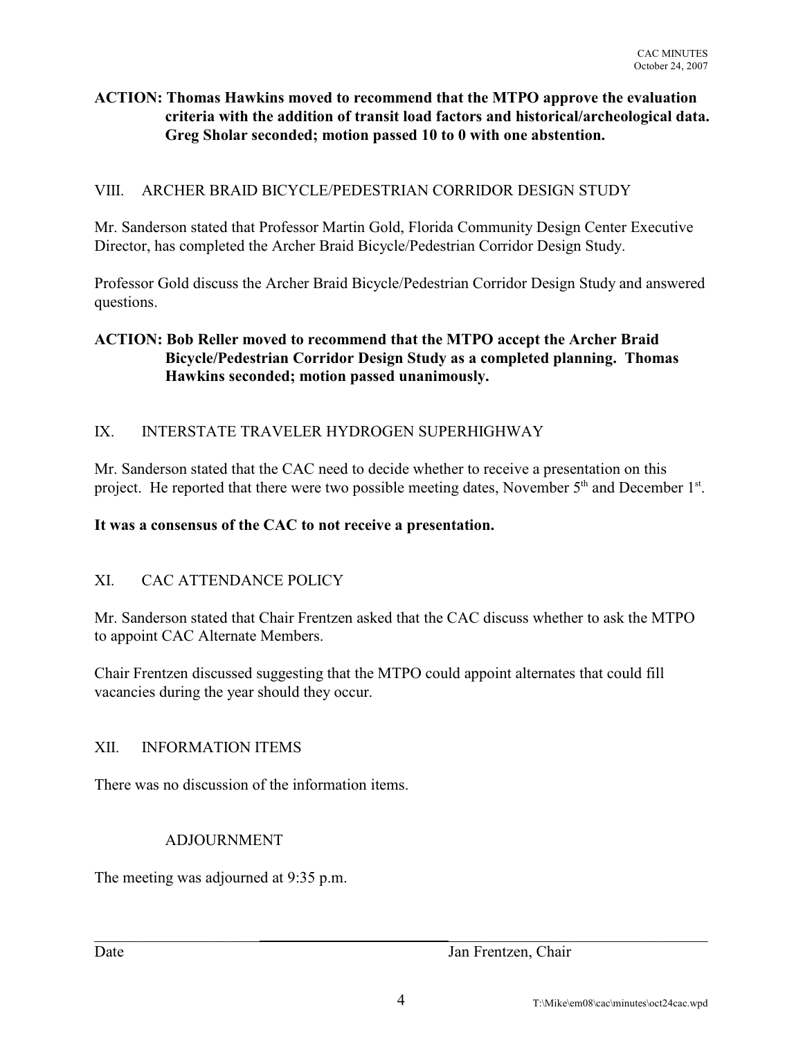**ACTION: Thomas Hawkins moved to recommend that the MTPO approve the evaluation criteria with the addition of transit load factors and historical/archeological data. Greg Sholar seconded; motion passed 10 to 0 with one abstention.**

## VIII. ARCHER BRAID BICYCLE/PEDESTRIAN CORRIDOR DESIGN STUDY

Mr. Sanderson stated that Professor Martin Gold, Florida Community Design Center Executive Director, has completed the Archer Braid Bicycle/Pedestrian Corridor Design Study.

Professor Gold discuss the Archer Braid Bicycle/Pedestrian Corridor Design Study and answered questions.

**ACTION: Bob Reller moved to recommend that the MTPO accept the Archer Braid Bicycle/Pedestrian Corridor Design Study as a completed planning. Thomas Hawkins seconded; motion passed unanimously.**

## IX. INTERSTATE TRAVELER HYDROGEN SUPERHIGHWAY

Mr. Sanderson stated that the CAC need to decide whether to receive a presentation on this project. He reported that there were two possible meeting dates, November 5th and December 1st.

**It was a consensus of the CAC to not receive a presentation.**

## XI. CAC ATTENDANCE POLICY

Mr. Sanderson stated that Chair Frentzen asked that the CAC discuss whether to ask the MTPO to appoint CAC Alternate Members.

Chair Frentzen discussed suggesting that the MTPO could appoint alternates that could fill vacancies during the year should they occur.

## XII. INFORMATION ITEMS

There was no discussion of the information items.

## ADJOURNMENT

The meeting was adjourned at 9:35 p.m.

\_\_\_\_\_\_\_\_\_\_\_\_\_\_\_\_\_\_\_\_\_\_\_\_\_\_\_\_\_\_\_\_\_\_\_\_\_\_\_\_\_\_\_\_\_\_\_\_\_\_\_\_\_\_\_\_\_\_\_\_\_\_\_\_\_\_\_\_\_\_\_\_\_\_

Date Jan Frentzen, Chair

T:\Mike\em08\cac\minutes\oct24cac.wpd